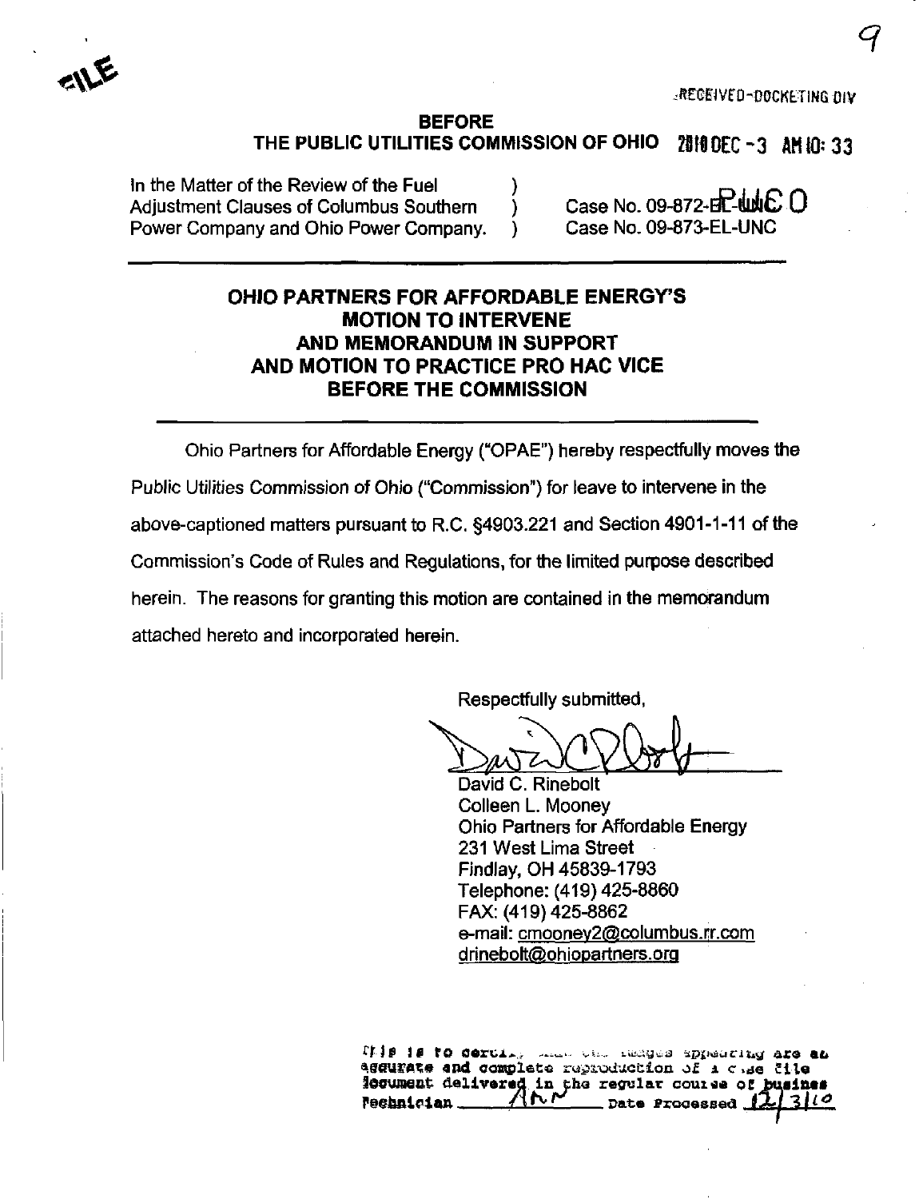FILE

RECEIVED-DOCKETING DIV

**BEFORE**
**THE PUBLIC UTILITIES COMMISSION OF OHIO** 2010 DEC -3 AM 10: 33

In the Matter of the Review of the Fuel Adjustment Clauses of Columbus Southern Power Company and Ohio Power Company. ) ) )

Case No. 09-872-EL-UNC
Case No. 09-873-EL-UNC

PUCO

## OHIO PARTNERS FOR AFFORDABLE ENERGY'S MOTION TO INTERVENE AND MEMORANDUM IN SUPPORT AND MOTION TO PRACTICE PRO HAC VICE BEFORE THE COMMISSION

Ohio Partners for Affordable Energy ("OPAE") hereby respectfully moves the Public Utilities Commission of Ohio ("Commission") for leave to intervene in the above-captioned matters pursuant to R.C. §4903.221 and Section 4901-1-11 of the Commission's Code of Rules and Regulations, for the limited purpose described herein. The reasons for granting this motion are contained in the memorandum attached hereto and incorporated herein.

Respectfully submitted,

David C. Rinebolt
Colleen L. Mooney
Ohio Partners for Affordable Energy
231 West Lima Street
Findlay, OH 45839-1793
Telephone: (419) 425-8860
FAX: (419) 425-8862
e-mail: cmooney2@columbus.rr.com
drinebolt@ohiopartners.org

This is to certify that the images appearing are an accurate and complete reproduction of a case file document delivered in the regular course of business
Technician ARN Date Processed 12/3/10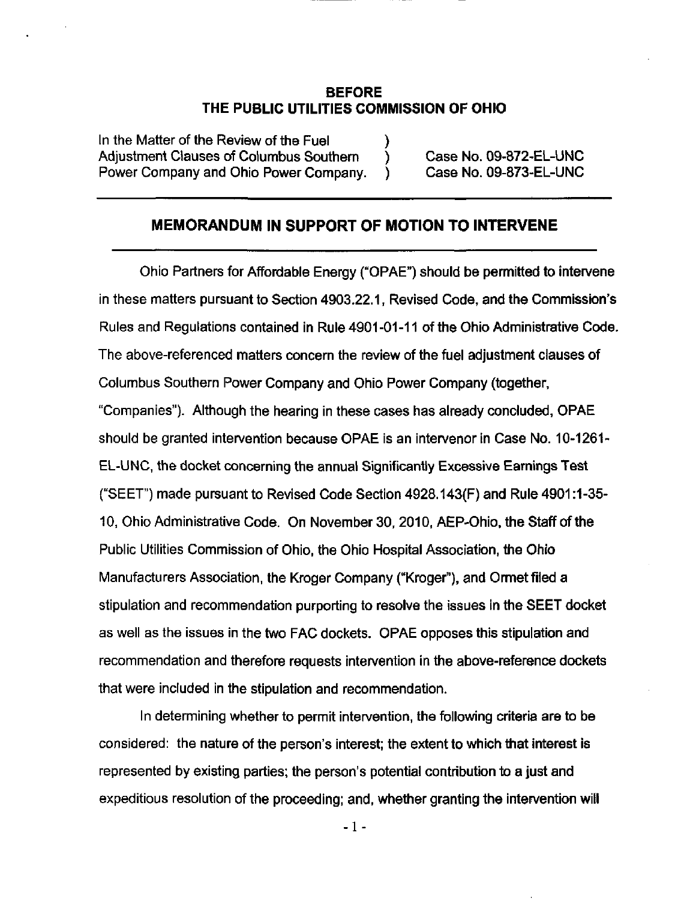## BEFORE THE PUBLIC UTILITIES COMMISSION OF OHIO

In the Matter of the Review of the Fuel Adjustment Clauses of Columbus Southern Power Company and Ohio Power Company. ) Case No. 09-872-EL-UNC ) Case No. 09-873-EL-UNC

## MEMORANDUM IN SUPPORT OF MOTION TO INTERVENE

Ohio Partners for Affordable Energy ("OPAE") should be permitted to intervene in these matters pursuant to Section 4903.22.1, Revised Code, and the Commission's Rules and Regulations contained in Rule 4901-01-11 of the Ohio Administrative Code. The above-referenced matters concern the review of the fuel adjustment clauses of Columbus Southern Power Company and Ohio Power Company (together, "Companies"). Although the hearing in these cases has already concluded, OPAE should be granted intervention because OPAE is an intervenor in Case No. 10-1261-EL-UNC, the docket concerning the annual Significantly Excessive Earnings Test ("SEET") made pursuant to Revised Code Section 4928.143(F) and Rule 4901:1-35-10, Ohio Administrative Code. On November 30, 2010, AEP-Ohio, the Staff of the Public Utilities Commission of Ohio, the Ohio Hospital Association, the Ohio Manufacturers Association, the Kroger Company ("Kroger"), and Ormet filed a stipulation and recommendation purporting to resolve the issues in the SEET docket as well as the issues in the two FAC dockets. OPAE opposes this stipulation and recommendation and therefore requests intervention in the above-reference dockets that were included in the stipulation and recommendation.

In determining whether to permit intervention, the following criteria are to be considered: the nature of the person's interest; the extent to which that interest is represented by existing parties; the person's potential contribution to a just and expeditious resolution of the proceeding; and, whether granting the intervention will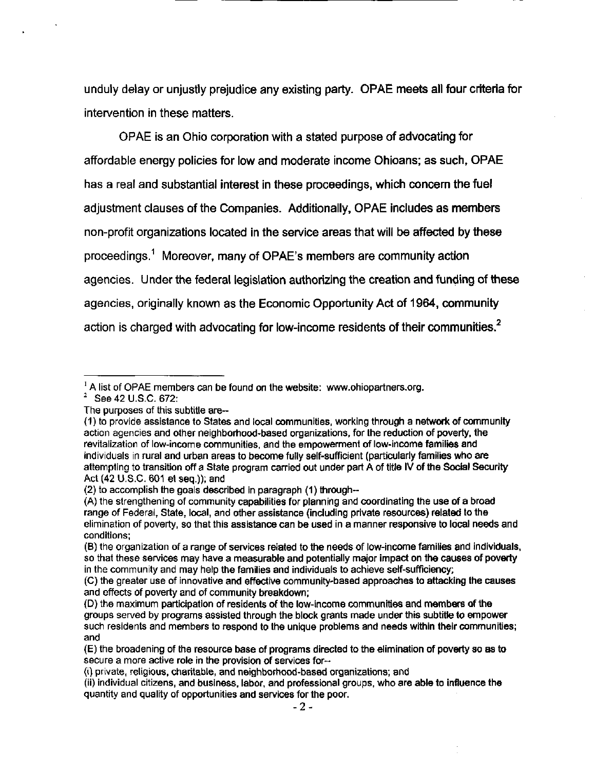unduly delay or unjustly prejudice any existing party. OPAE meets all four criteria for intervention in these matters.

OPAE is an Ohio corporation with a stated purpose of advocating for affordable energy policies for low and moderate income Ohioans; as such, OPAE has a real and substantial interest in these proceedings, which concern the fuel adjustment clauses of the Companies. Additionally, OPAE includes as members non-profit organizations located in the service areas that will be affected by these proceedings.[1] Moreover, many of OPAE's members are community action agencies. Under the federal legislation authorizing the creation and funding of these agencies, originally known as the Economic Opportunity Act of 1964, community action is charged with advocating for low-income residents of their communities.[2]

---

[1] A list of OPAE members can be found on the website: www.ohiopartners.org.

[2] See 42 U.S.C. 672:

The purposes of this subtitle are--

(1) to provide assistance to States and local communities, working through a network of community action agencies and other neighborhood-based organizations, for the reduction of poverty, the revitalization of low-income communities, and the empowerment of low-income families and individuals in rural and urban areas to become fully self-sufficient (particularly families who are attempting to transition off a State program carried out under part A of title IV of the Social Security Act (42 U.S.C. 601 et seq.)); and

(2) to accomplish the goals described in paragraph (1) through--

(A) the strengthening of community capabilities for planning and coordinating the use of a broad range of Federal, State, local, and other assistance (including private resources) related to the elimination of poverty, so that this assistance can be used in a manner responsive to local needs and conditions;

(B) the organization of a range of services related to the needs of low-income families and individuals, so that these services may have a measurable and potentially major impact on the causes of poverty in the community and may help the families and individuals to achieve self-sufficiency;

(C) the greater use of innovative and effective community-based approaches to attacking the causes and effects of poverty and of community breakdown;

(D) the maximum participation of residents of the low-income communities and members of the groups served by programs assisted through the block grants made under this subtitle to empower such residents and members to respond to the unique problems and needs within their communities; and

(E) the broadening of the resource base of programs directed to the elimination of poverty so as to secure a more active role in the provision of services for--

(i) private, religious, charitable, and neighborhood-based organizations; and

(ii) individual citizens, and business, labor, and professional groups, who are able to influence the quantity and quality of opportunities and services for the poor.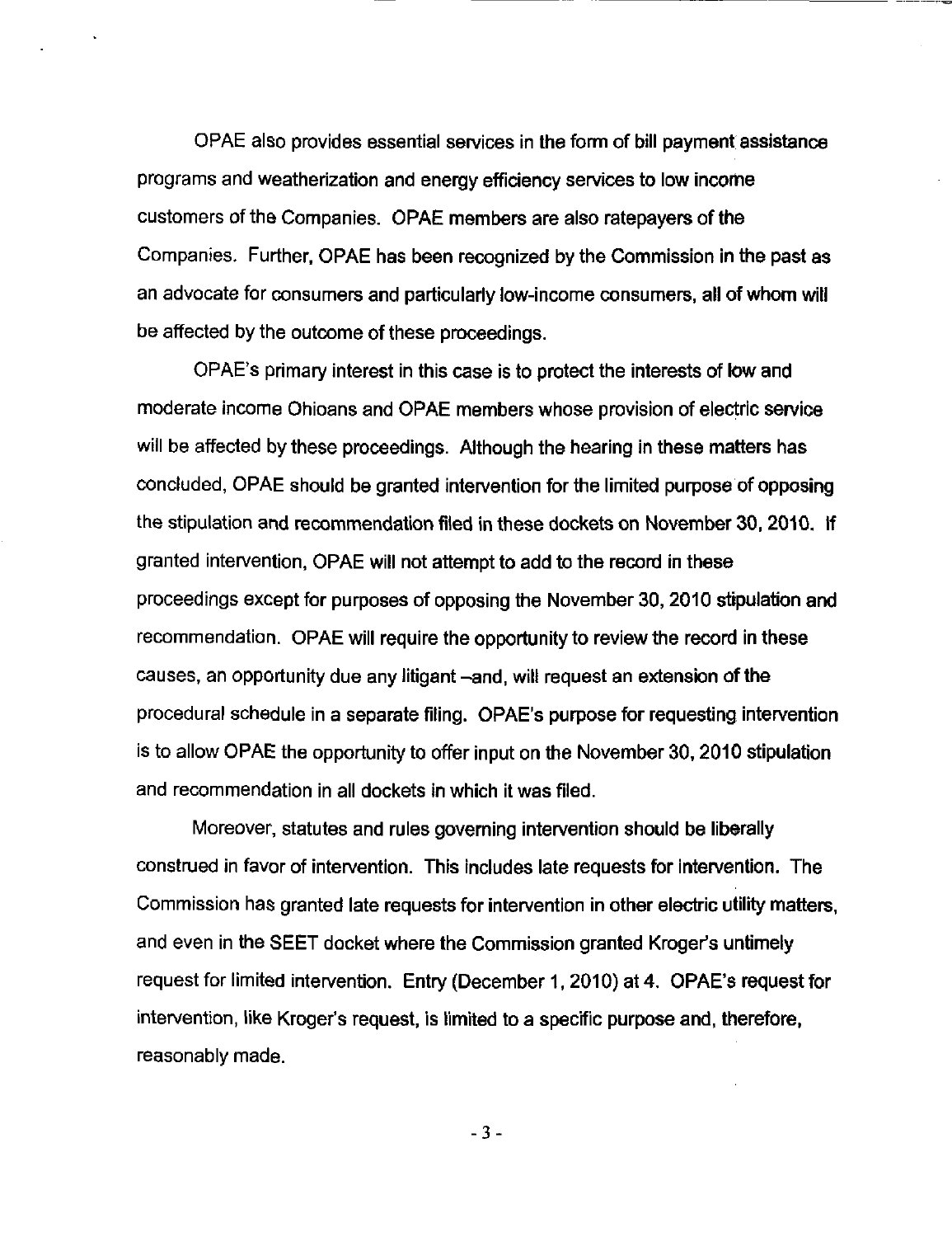OPAE also provides essential services in the form of bill payment assistance programs and weatherization and energy efficiency services to low income customers of the Companies. OPAE members are also ratepayers of the Companies. Further, OPAE has been recognized by the Commission in the past as an advocate for consumers and particularly low-income consumers, all of whom will be affected by the outcome of these proceedings.

OPAE's primary interest in this case is to protect the interests of low and moderate income Ohioans and OPAE members whose provision of electric service will be affected by these proceedings. Although the hearing in these matters has concluded, OPAE should be granted intervention for the limited purpose of opposing the stipulation and recommendation filed in these dockets on November 30, 2010. If granted intervention, OPAE will not attempt to add to the record in these proceedings except for purposes of opposing the November 30, 2010 stipulation and recommendation. OPAE will require the opportunity to review the record in these causes, an opportunity due any litigant –and, will request an extension of the procedural schedule in a separate filing. OPAE's purpose for requesting intervention is to allow OPAE the opportunity to offer input on the November 30, 2010 stipulation and recommendation in all dockets in which it was filed.

Moreover, statutes and rules governing intervention should be liberally construed in favor of intervention. This includes late requests for intervention. The Commission has granted late requests for intervention in other electric utility matters, and even in the SEET docket where the Commission granted Kroger's untimely request for limited intervention. Entry (December 1, 2010) at 4. OPAE's request for intervention, like Kroger's request, is limited to a specific purpose and, therefore, reasonably made.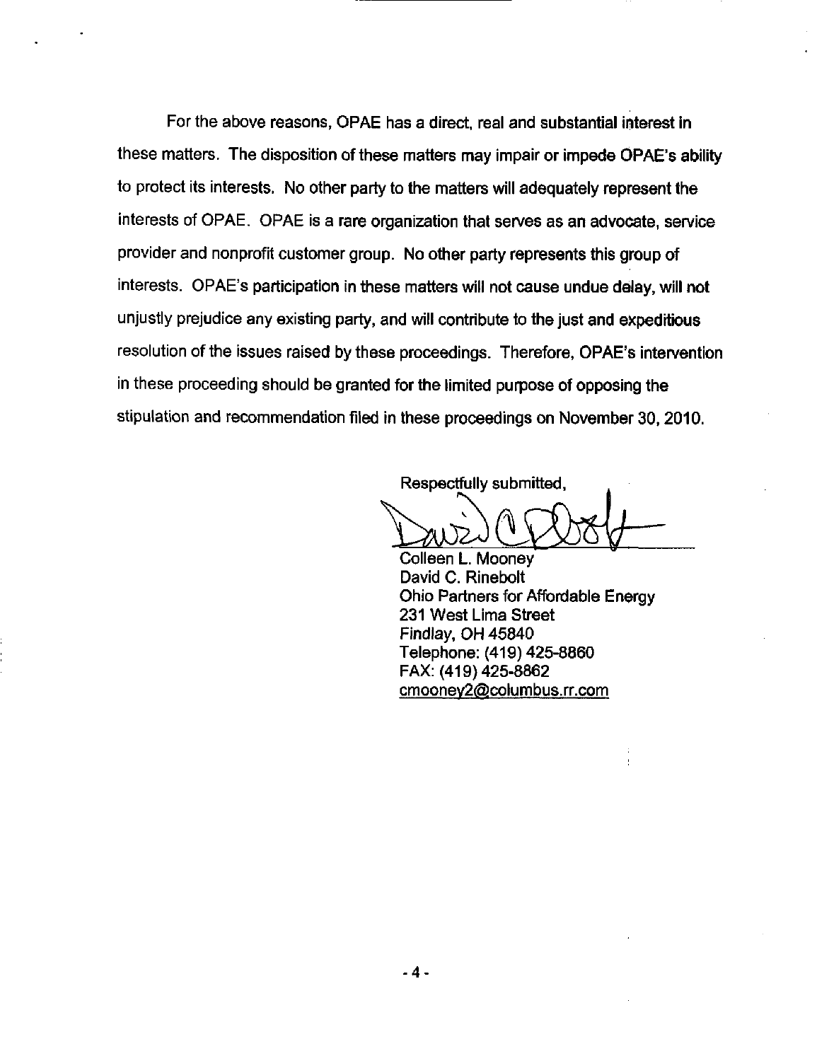For the above reasons, OPAE has a direct, real and substantial interest in these matters. The disposition of these matters may impair or impede OPAE's ability to protect its interests. No other party to the matters will adequately represent the interests of OPAE. OPAE is a rare organization that serves as an advocate, service provider and nonprofit customer group. No other party represents this group of interests. OPAE's participation in these matters will not cause undue delay, will not unjustly prejudice any existing party, and will contribute to the just and expeditious resolution of the issues raised by these proceedings. Therefore, OPAE's intervention in these proceeding should be granted for the limited purpose of opposing the stipulation and recommendation filed in these proceedings on November 30, 2010.

Respectfully submitted,

Colleen L. Mooney
David C. Rinebolt
Ohio Partners for Affordable Energy
231 West Lima Street
Findlay, OH 45840
Telephone: (419) 425-8860
FAX: (419) 425-8862
cmooney2@columbus.rr.com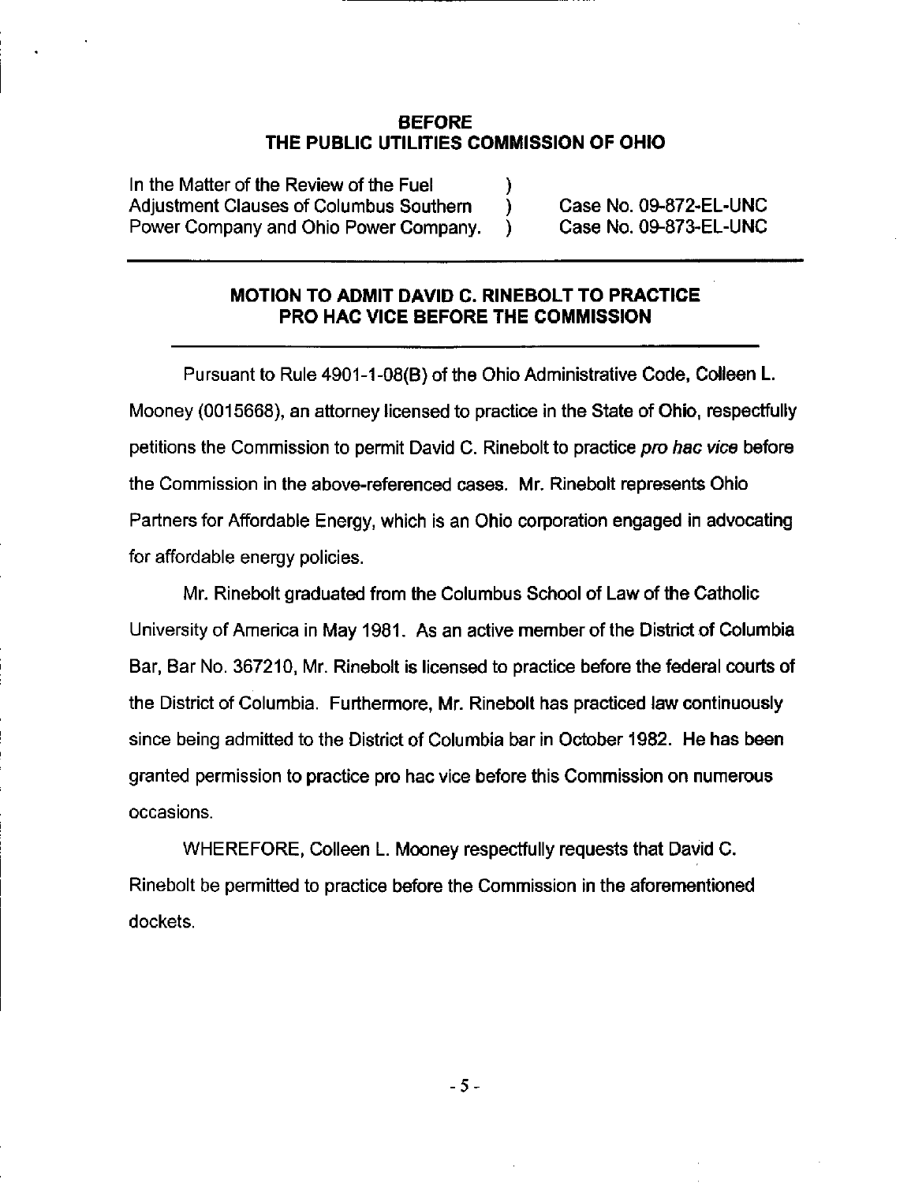**BEFORE**
**THE PUBLIC UTILITIES COMMISSION OF OHIO**

| | | |
|---|---|---|
| In the Matter of the Review of the Fuel Adjustment Clauses of Columbus Southern Power Company and Ohio Power Company. | ) ) ) | Case No. 09-872-EL-UNC Case No. 09-873-EL-UNC |

## MOTION TO ADMIT DAVID C. RINEBOLT TO PRACTICE PRO HAC VICE BEFORE THE COMMISSION

Pursuant to Rule 4901-1-08(B) of the Ohio Administrative Code, Colleen L. Mooney (0015668), an attorney licensed to practice in the State of Ohio, respectfully petitions the Commission to permit David C. Rinebolt to practice *pro hac vice* before the Commission in the above-referenced cases. Mr. Rinebolt represents Ohio Partners for Affordable Energy, which is an Ohio corporation engaged in advocating for affordable energy policies.

Mr. Rinebolt graduated from the Columbus School of Law of the Catholic University of America in May 1981. As an active member of the District of Columbia Bar, Bar No. 367210, Mr. Rinebolt is licensed to practice before the federal courts of the District of Columbia. Furthermore, Mr. Rinebolt has practiced law continuously since being admitted to the District of Columbia bar in October 1982. He has been granted permission to practice pro hac vice before this Commission on numerous occasions.

WHEREFORE, Colleen L. Mooney respectfully requests that David C. Rinebolt be permitted to practice before the Commission in the aforementioned dockets.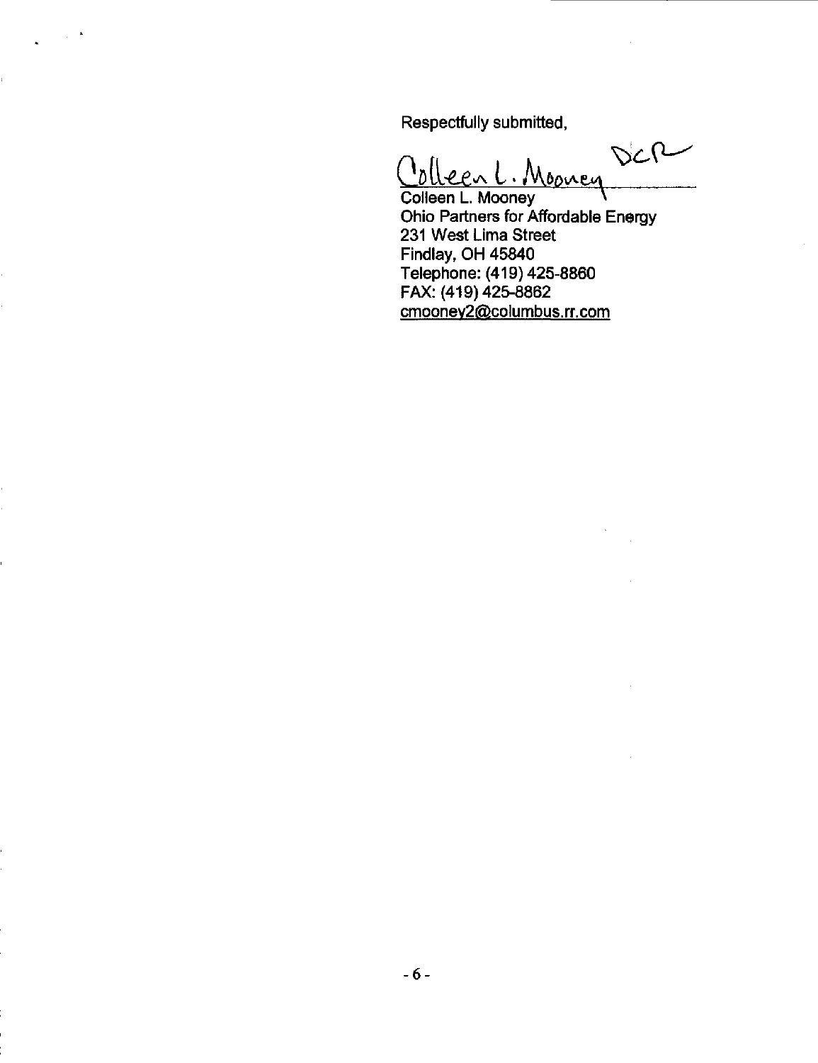Respectfully submitted,

Colleen L. Mooney DCR

Colleen L. Mooney
Ohio Partners for Affordable Energy
231 West Lima Street
Findlay, OH 45840
Telephone: (419) 425-8860
FAX: (419) 425-8862
cmooney2@columbus.rr.com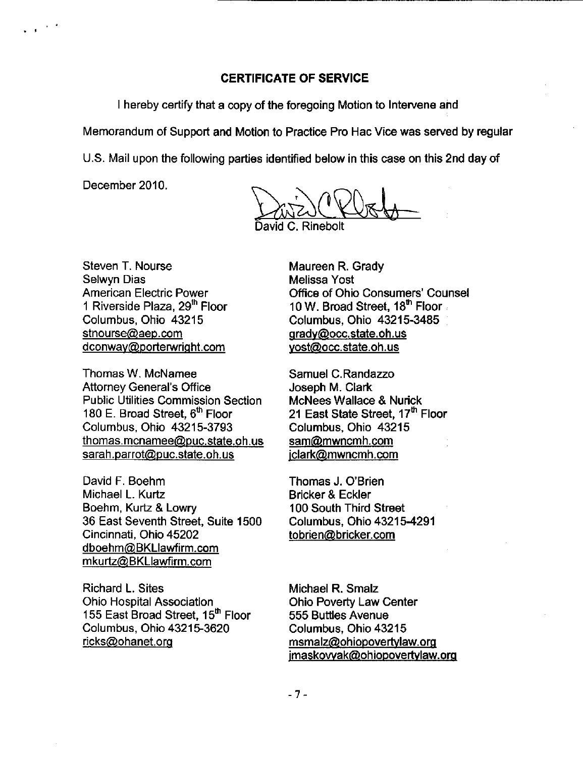## CERTIFICATE OF SERVICE

I hereby certify that a copy of the foregoing Motion to Intervene and Memorandum of Support and Motion to Practice Pro Hac Vice was served by regular U.S. Mail upon the following parties identified below in this case on this 2nd day of December 2010.

David C. Rinebolt

Steven T. Nourse
Selwyn Dias
American Electric Power
1 Riverside Plaza, 29th Floor
Columbus, Ohio 43215
stnourse@aep.com
dconway@porterwright.com

Maureen R. Grady
Melissa Yost
Office of Ohio Consumers' Counsel
10 W. Broad Street, 18th Floor
Columbus, Ohio 43215-3485
grady@occ.state.oh.us
yost@occ.state.oh.us

Thomas W. McNamee
Attorney General's Office
Public Utilities Commission Section
180 E. Broad Street, 6th Floor
Columbus, Ohio 43215-3793
thomas.mcnamee@puc.state.oh.us
sarah.parrot@puc.state.oh.us

Samuel C.Randazzo
Joseph M. Clark
McNees Wallace & Nurick
21 East State Street, 17th Floor
Columbus, Ohio 43215
sam@mwncmh.com
jclark@mwncmh.com

David F. Boehm
Michael L. Kurtz
Boehm, Kurtz & Lowry
36 East Seventh Street, Suite 1500
Cincinnati, Ohio 45202
dboehm@BKLlawfirm.com
mkurtz@BKLlawfirm.com

Thomas J. O'Brien
Bricker & Eckler
100 South Third Street
Columbus, Ohio 43215-4291
tobrien@bricker.com

Richard L. Sites
Ohio Hospital Association
155 East Broad Street, 15th Floor
Columbus, Ohio 43215-3620
ricks@ohanet.org

Michael R. Smalz
Ohio Poverty Law Center
555 Buttles Avenue
Columbus, Ohio 43215
msmalz@ohiopovertylaw.org
jmaskovyak@ohiopovertylaw.org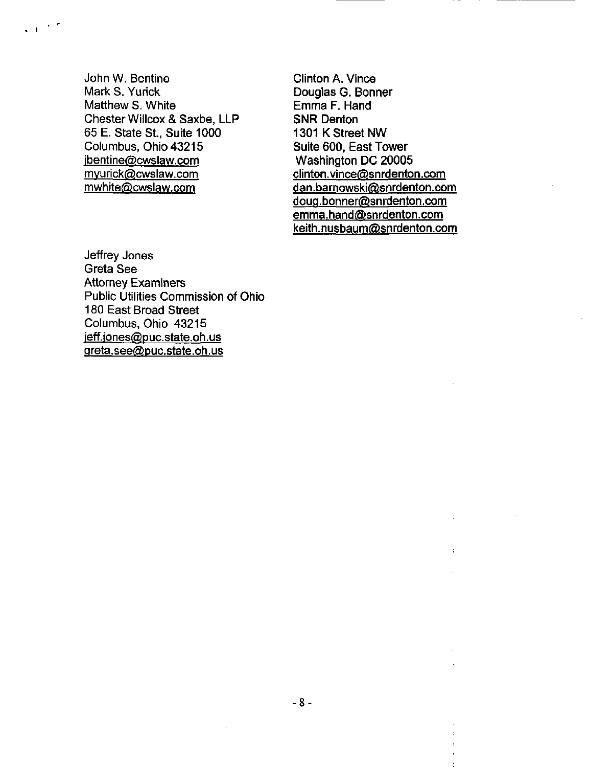John W. Bentine
Mark S. Yurick
Matthew S. White
Chester Willcox & Saxbe, LLP
65 E. State St., Suite 1000
Columbus, Ohio 43215
jbentine@cwslaw.com
myurick@cwslaw.com
mwhite@cwslaw.com

Clinton A. Vince
Douglas G. Bonner
Emma F. Hand
SNR Denton
1301 K Street NW
Suite 600, East Tower
Washington DC 20005
clinton.vince@snrdenton.com
dan.barnowski@snrdenton.com
doug.bonner@snrdenton.com
emma.hand@snrdenton.com
keith.nusbaum@snrdenton.com

Jeffrey Jones
Greta See
Attorney Examiners
Public Utilities Commission of Ohio
180 East Broad Street
Columbus, Ohio 43215
jeff.jones@puc.state.oh.us
greta.see@puc.state.oh.us